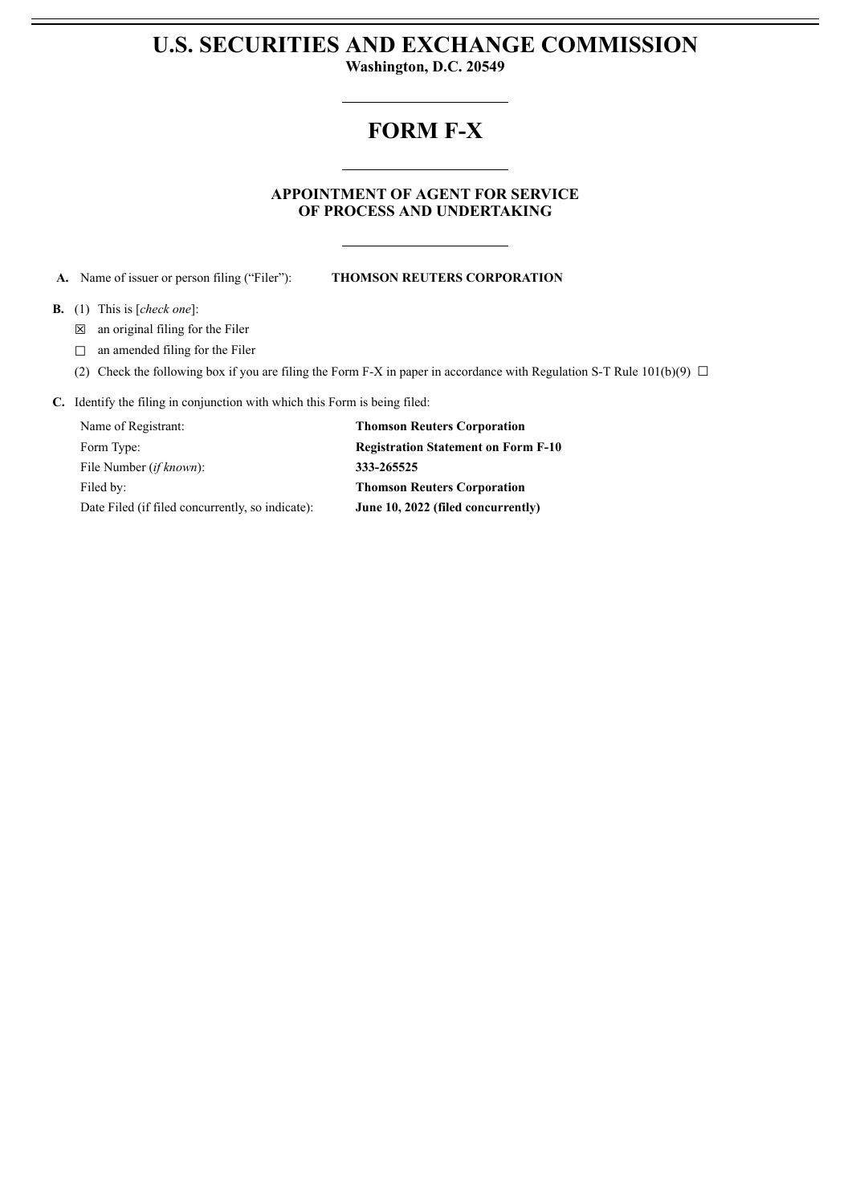# U.S. SECURITIES AND EXCHANGE COMMISSION

**Washington, D.C. 20549**

---

# FORM F-X

---

## APPOINTMENT OF AGENT FOR SERVICE OF PROCESS AND UNDERTAKING

---

**A.** Name of issuer or person filing ("Filer"): **THOMSON REUTERS CORPORATION**

**B.** (1) This is [*check one*]:

☒ an original filing for the Filer

☐ an amended filing for the Filer

(2) Check the following box if you are filing the Form F-X in paper in accordance with Regulation S-T Rule 101(b)(9) ☐

**C.** Identify the filing in conjunction with which this Form is being filed:

| | |
|---|---|
| Name of Registrant: | **Thomson Reuters Corporation** |
| Form Type: | **Registration Statement on Form F-10** |
| File Number (*if known*): | **333-265525** |
| Filed by: | **Thomson Reuters Corporation** |
| Date Filed (if filed concurrently, so indicate): | **June 10, 2022 (filed concurrently)** |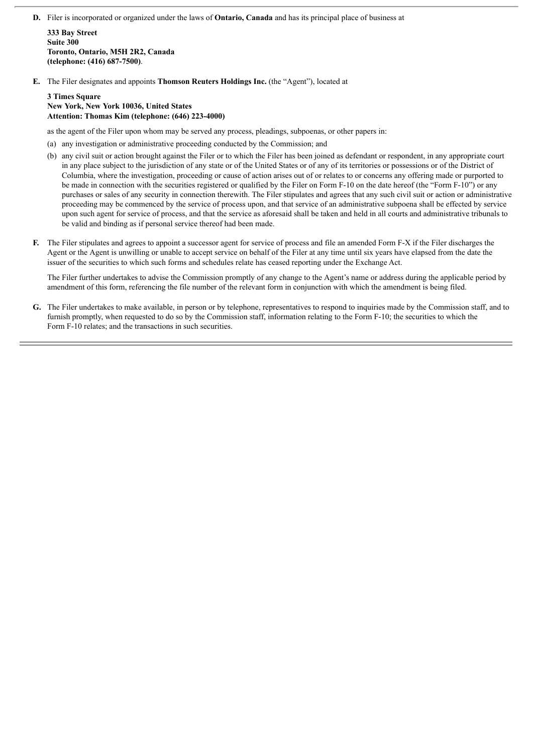**D.** Filer is incorporated or organized under the laws of **Ontario, Canada** and has its principal place of business at

**333 Bay Street**
**Suite 300**
**Toronto, Ontario, M5H 2R2, Canada**
**(telephone: (416) 687-7500)**.

**E.** The Filer designates and appoints **Thomson Reuters Holdings Inc.** (the "Agent"), located at

**3 Times Square**
**New York, New York 10036, United States**
**Attention: Thomas Kim (telephone: (646) 223-4000)**

as the agent of the Filer upon whom may be served any process, pleadings, subpoenas, or other papers in:

(a) any investigation or administrative proceeding conducted by the Commission; and

(b) any civil suit or action brought against the Filer or to which the Filer has been joined as defendant or respondent, in any appropriate court in any place subject to the jurisdiction of any state or of the United States or of any of its territories or possessions or of the District of Columbia, where the investigation, proceeding or cause of action arises out of or relates to or concerns any offering made or purported to be made in connection with the securities registered or qualified by the Filer on Form F-10 on the date hereof (the "Form F-10") or any purchases or sales of any security in connection therewith. The Filer stipulates and agrees that any such civil suit or action or administrative proceeding may be commenced by the service of process upon, and that service of an administrative subpoena shall be effected by service upon such agent for service of process, and that the service as aforesaid shall be taken and held in all courts and administrative tribunals to be valid and binding as if personal service thereof had been made.

**F.** The Filer stipulates and agrees to appoint a successor agent for service of process and file an amended Form F-X if the Filer discharges the Agent or the Agent is unwilling or unable to accept service on behalf of the Filer at any time until six years have elapsed from the date the issuer of the securities to which such forms and schedules relate has ceased reporting under the Exchange Act.

The Filer further undertakes to advise the Commission promptly of any change to the Agent's name or address during the applicable period by amendment of this form, referencing the file number of the relevant form in conjunction with which the amendment is being filed.

**G.** The Filer undertakes to make available, in person or by telephone, representatives to respond to inquiries made by the Commission staff, and to furnish promptly, when requested to do so by the Commission staff, information relating to the Form F-10; the securities to which the Form F-10 relates; and the transactions in such securities.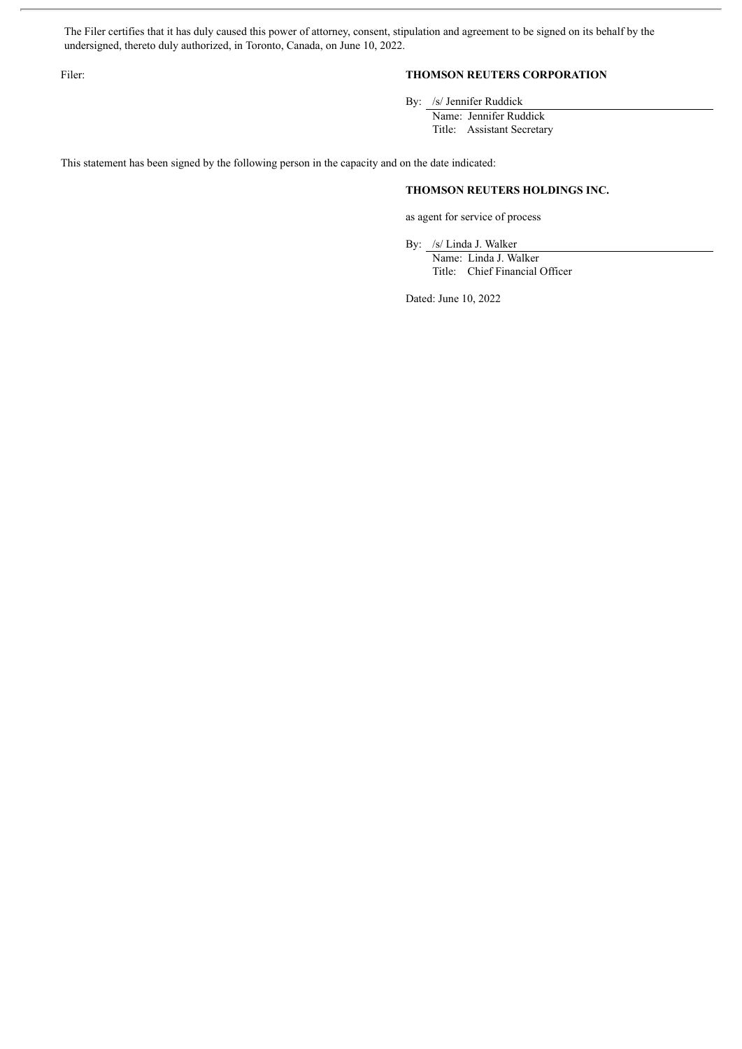The Filer certifies that it has duly caused this power of attorney, consent, stipulation and agreement to be signed on its behalf by the undersigned, thereto duly authorized, in Toronto, Canada, on June 10, 2022.

Filer: **THOMSON REUTERS CORPORATION**

By: /s/ Jennifer Ruddick
Name: Jennifer Ruddick
Title: Assistant Secretary

This statement has been signed by the following person in the capacity and on the date indicated:

**THOMSON REUTERS HOLDINGS INC.**

as agent for service of process

By: /s/ Linda J. Walker
Name: Linda J. Walker
Title: Chief Financial Officer

Dated: June 10, 2022